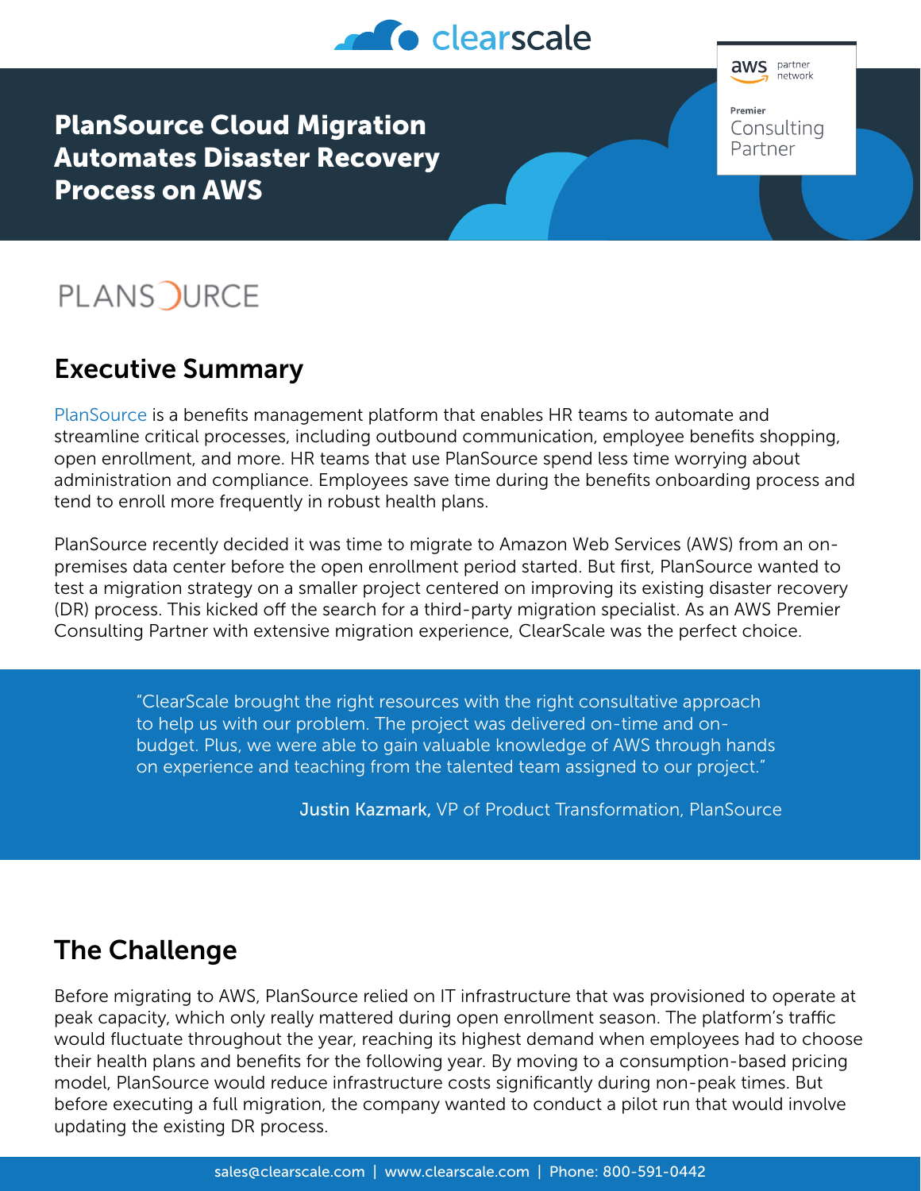# PlanSource Cloud Migration Automates Disaster Recovery Process on AWS

## Executive Summary

PlanSource is a benefits management platform that enables HR teams to automate and streamline critical processes, including outbound communication, employee benefits shopping, open enrollment, and more. HR teams that use PlanSource spend less time worrying about administration and compliance. Employees save time during the benefits onboarding process and tend to enroll more frequently in robust health plans.

PlanSource recently decided it was time to migrate to Amazon Web Services (AWS) from an on-premises data center before the open enrollment period started. But first, PlanSource wanted to test a migration strategy on a smaller project centered on improving its existing disaster recovery (DR) process. This kicked off the search for a third-party migration specialist. As an AWS Premier Consulting Partner with extensive migration experience, ClearScale was the perfect choice.

> "ClearScale brought the right resources with the right consultative approach to help us with our problem. The project was delivered on-time and on-budget. Plus, we were able to gain valuable knowledge of AWS through hands on experience and teaching from the talented team assigned to our project."
>
> **Justin Kazmark,** VP of Product Transformation, PlanSource

## The Challenge

Before migrating to AWS, PlanSource relied on IT infrastructure that was provisioned to operate at peak capacity, which only really mattered during open enrollment season. The platform's traffic would fluctuate throughout the year, reaching its highest demand when employees had to choose their health plans and benefits for the following year. By moving to a consumption-based pricing model, PlanSource would reduce infrastructure costs significantly during non-peak times. But before executing a full migration, the company wanted to conduct a pilot run that would involve updating the existing DR process.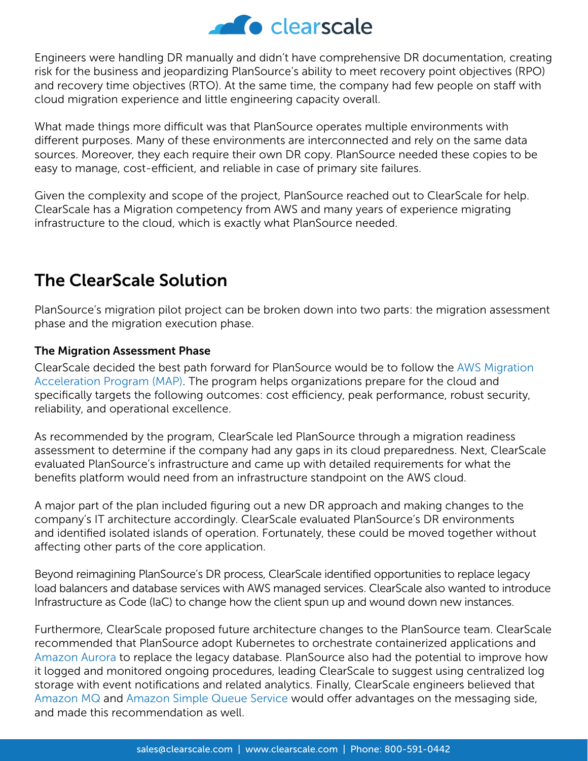Engineers were handling DR manually and didn't have comprehensive DR documentation, creating risk for the business and jeopardizing PlanSource's ability to meet recovery point objectives (RPO) and recovery time objectives (RTO). At the same time, the company had few people on staff with cloud migration experience and little engineering capacity overall.

What made things more difficult was that PlanSource operates multiple environments with different purposes. Many of these environments are interconnected and rely on the same data sources. Moreover, they each require their own DR copy. PlanSource needed these copies to be easy to manage, cost-efficient, and reliable in case of primary site failures.

Given the complexity and scope of the project, PlanSource reached out to ClearScale for help. ClearScale has a Migration competency from AWS and many years of experience migrating infrastructure to the cloud, which is exactly what PlanSource needed.

## The ClearScale Solution

PlanSource's migration pilot project can be broken down into two parts: the migration assessment phase and the migration execution phase.

**The Migration Assessment Phase**

ClearScale decided the best path forward for PlanSource would be to follow the AWS Migration Acceleration Program (MAP). The program helps organizations prepare for the cloud and specifically targets the following outcomes: cost efficiency, peak performance, robust security, reliability, and operational excellence.

As recommended by the program, ClearScale led PlanSource through a migration readiness assessment to determine if the company had any gaps in its cloud preparedness. Next, ClearScale evaluated PlanSource's infrastructure and came up with detailed requirements for what the benefits platform would need from an infrastructure standpoint on the AWS cloud.

A major part of the plan included figuring out a new DR approach and making changes to the company's IT architecture accordingly. ClearScale evaluated PlanSource's DR environments and identified isolated islands of operation. Fortunately, these could be moved together without affecting other parts of the core application.

Beyond reimagining PlanSource's DR process, ClearScale identified opportunities to replace legacy load balancers and database services with AWS managed services. ClearScale also wanted to introduce Infrastructure as Code (IaC) to change how the client spun up and wound down new instances.

Furthermore, ClearScale proposed future architecture changes to the PlanSource team. ClearScale recommended that PlanSource adopt Kubernetes to orchestrate containerized applications and Amazon Aurora to replace the legacy database. PlanSource also had the potential to improve how it logged and monitored ongoing procedures, leading ClearScale to suggest using centralized log storage with event notifications and related analytics. Finally, ClearScale engineers believed that Amazon MQ and Amazon Simple Queue Service would offer advantages on the messaging side, and made this recommendation as well.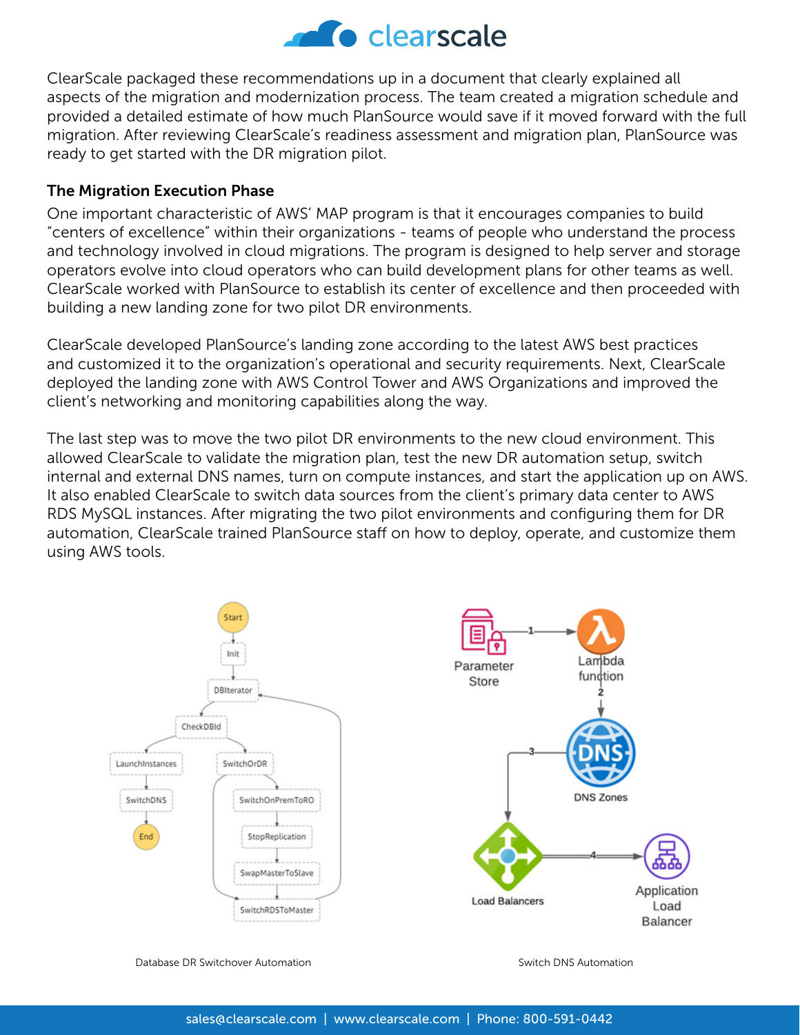ClearScale packaged these recommendations up in a document that clearly explained all aspects of the migration and modernization process. The team created a migration schedule and provided a detailed estimate of how much PlanSource would save if it moved forward with the full migration. After reviewing ClearScale's readiness assessment and migration plan, PlanSource was ready to get started with the DR migration pilot.

### The Migration Execution Phase

One important characteristic of AWS' MAP program is that it encourages companies to build "centers of excellence" within their organizations - teams of people who understand the process and technology involved in cloud migrations. The program is designed to help server and storage operators evolve into cloud operators who can build development plans for other teams as well. ClearScale worked with PlanSource to establish its center of excellence and then proceeded with building a new landing zone for two pilot DR environments.

ClearScale developed PlanSource's landing zone according to the latest AWS best practices and customized it to the organization's operational and security requirements. Next, ClearScale deployed the landing zone with AWS Control Tower and AWS Organizations and improved the client's networking and monitoring capabilities along the way.

The last step was to move the two pilot DR environments to the new cloud environment. This allowed ClearScale to validate the migration plan, test the new DR automation setup, switch internal and external DNS names, turn on compute instances, and start the application up on AWS. It also enabled ClearScale to switch data sources from the client's primary data center to AWS RDS MySQL instances. After migrating the two pilot environments and configuring them for DR automation, ClearScale trained PlanSource staff on how to deploy, operate, and customize them using AWS tools.

Database DR Switchover Automation

Switch DNS Automation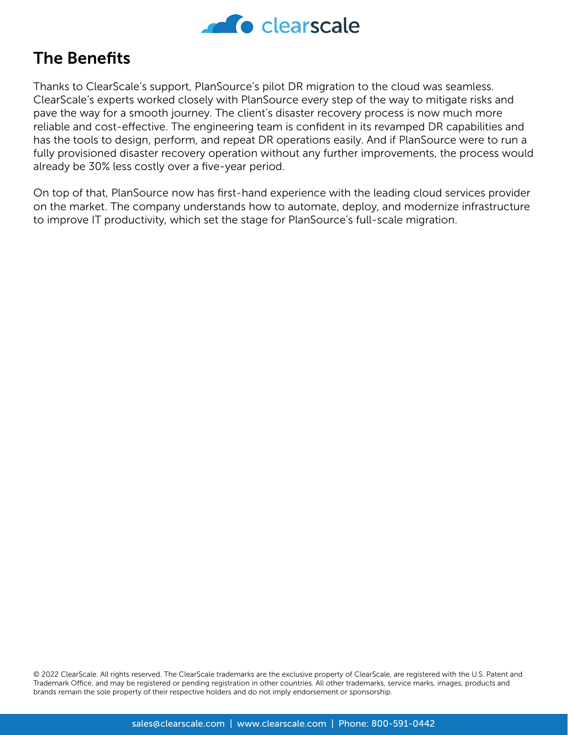## The Benefits

Thanks to ClearScale's support, PlanSource's pilot DR migration to the cloud was seamless. ClearScale's experts worked closely with PlanSource every step of the way to mitigate risks and pave the way for a smooth journey. The client's disaster recovery process is now much more reliable and cost-effective. The engineering team is confident in its revamped DR capabilities and has the tools to design, perform, and repeat DR operations easily. And if PlanSource were to run a fully provisioned disaster recovery operation without any further improvements, the process would already be 30% less costly over a five-year period.

On top of that, PlanSource now has first-hand experience with the leading cloud services provider on the market. The company understands how to automate, deploy, and modernize infrastructure to improve IT productivity, which set the stage for PlanSource's full-scale migration.

© 2022 ClearScale. All rights reserved. The ClearScale trademarks are the exclusive property of ClearScale, are registered with the U.S. Patent and Trademark Office, and may be registered or pending registration in other countries. All other trademarks, service marks, images, products and brands remain the sole property of their respective holders and do not imply endorsement or sponsorship.

sales@clearscale.com | www.clearscale.com | Phone: 800-591-0442